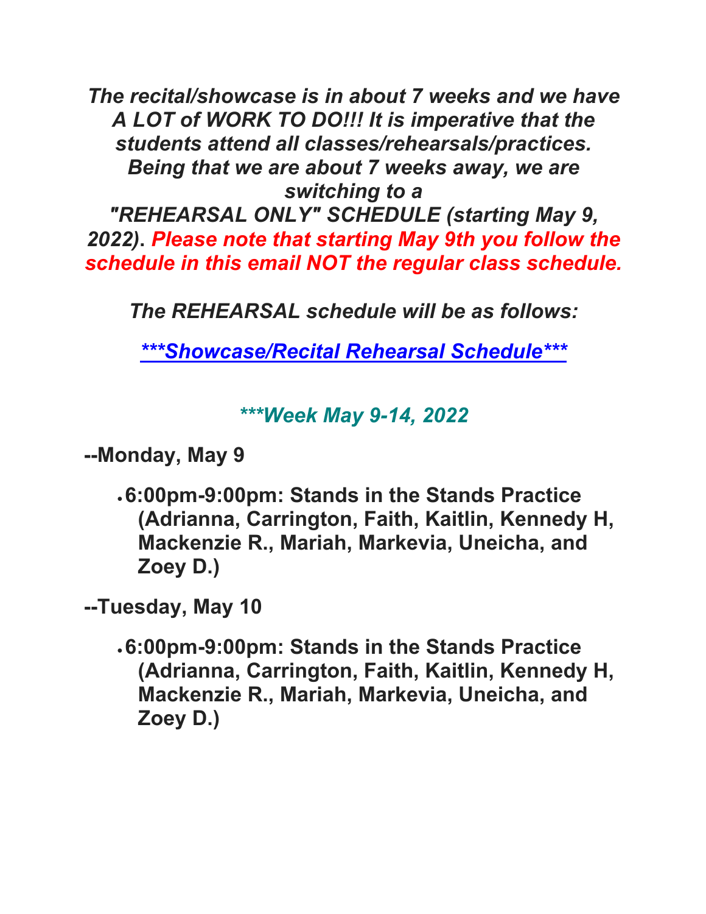***The recital/showcase is in about 7 weeks and we have A LOT of WORK TO DO!!! It is imperative that the students attend all classes/rehearsals/practices. Being that we are about 7 weeks away, we are switching to a "REHEARSAL ONLY" SCHEDULE (starting May 9, 2022). Please note that starting May 9th you follow the schedule in this email NOT the regular class schedule.***

***The REHEARSAL schedule will be as follows:***

***\*\*\*Showcase/Recital Rehearsal Schedule\*\*\****

### ***\*\*\*Week May 9-14, 2022***

**--Monday, May 9**

- **6:00pm-9:00pm: Stands in the Stands Practice (Adrianna, Carrington, Faith, Kaitlin, Kennedy H, Mackenzie R., Mariah, Markevia, Uneicha, and Zoey D.)**

**--Tuesday, May 10**

- **6:00pm-9:00pm: Stands in the Stands Practice (Adrianna, Carrington, Faith, Kaitlin, Kennedy H, Mackenzie R., Mariah, Markevia, Uneicha, and Zoey D.)**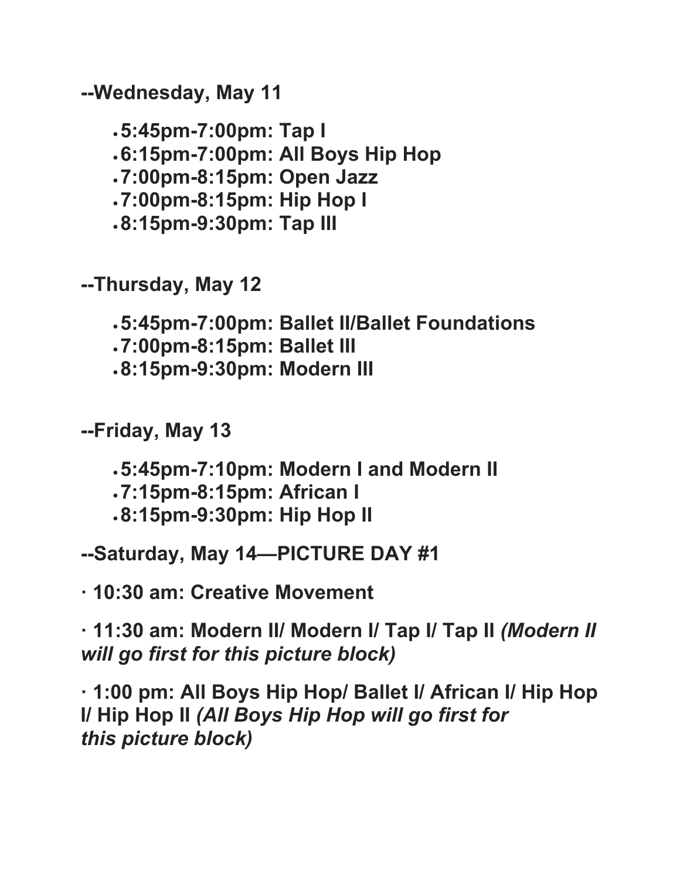**--Wednesday, May 11**

- **5:45pm-7:00pm: Tap I**
- **6:15pm-7:00pm: All Boys Hip Hop**
- **7:00pm-8:15pm: Open Jazz**
- **7:00pm-8:15pm: Hip Hop I**
- **8:15pm-9:30pm: Tap III**

**--Thursday, May 12**

- **5:45pm-7:00pm: Ballet II/Ballet Foundations**
- **7:00pm-8:15pm: Ballet III**
- **8:15pm-9:30pm: Modern III**

**--Friday, May 13**

- **5:45pm-7:10pm: Modern I and Modern II**
- **7:15pm-8:15pm: African I**
- **8:15pm-9:30pm: Hip Hop II**

**--Saturday, May 14—PICTURE DAY #1**

**· 10:30 am: Creative Movement**

**· 11:30 am: Modern II/ Modern I/ Tap I/ Tap II** ***(Modern II will go first for this picture block)***

**· 1:00 pm: All Boys Hip Hop/ Ballet I/ African I/ Hip Hop I/ Hip Hop II** ***(All Boys Hip Hop will go first for this picture block)***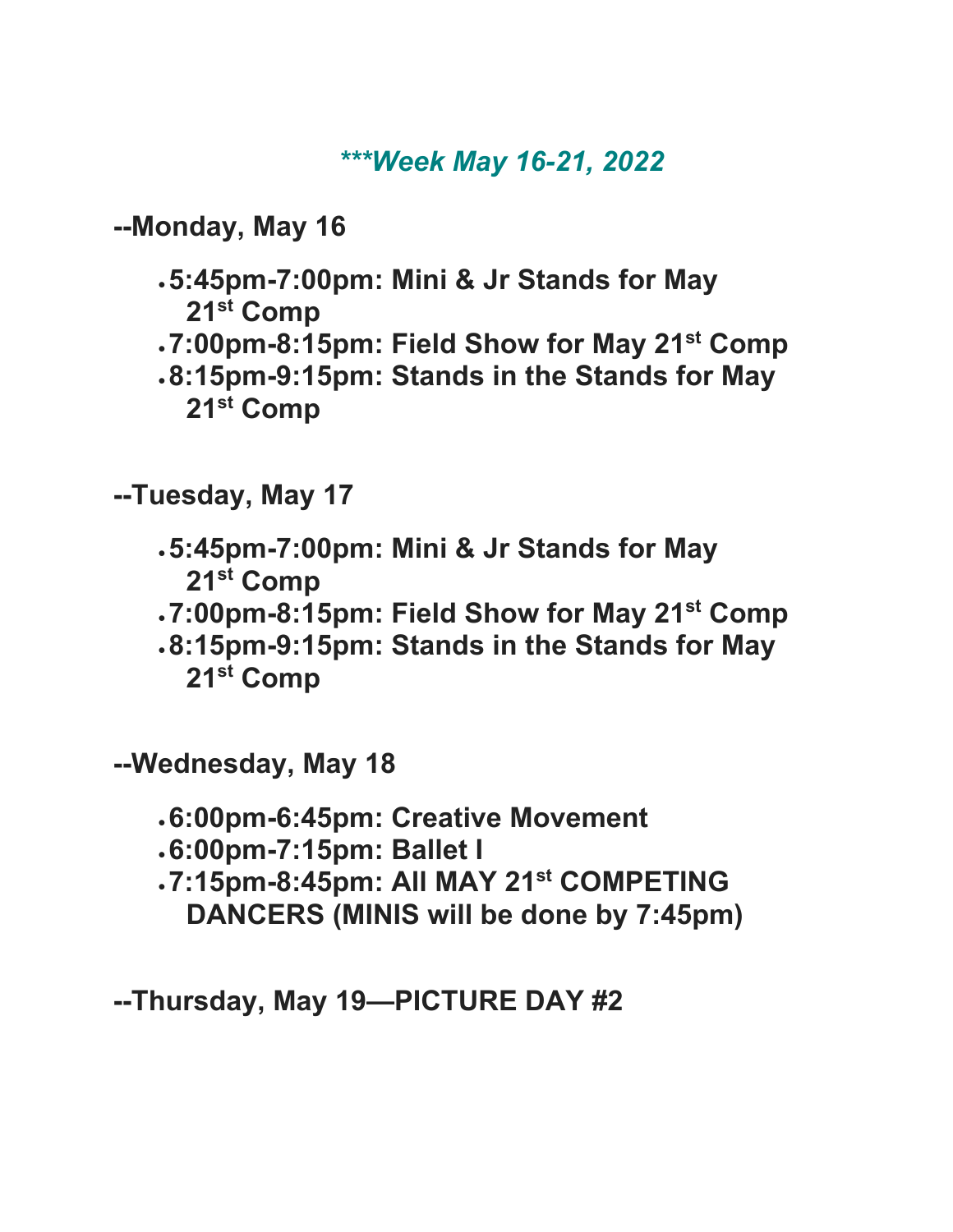## ***Week May 16-21, 2022*

**--Monday, May 16**

- **5:45pm-7:00pm: Mini & Jr Stands for May 21st Comp**
- **7:00pm-8:15pm: Field Show for May 21st Comp**
- **8:15pm-9:15pm: Stands in the Stands for May 21st Comp**

**--Tuesday, May 17**

- **5:45pm-7:00pm: Mini & Jr Stands for May 21st Comp**
- **7:00pm-8:15pm: Field Show for May 21st Comp**
- **8:15pm-9:15pm: Stands in the Stands for May 21st Comp**

**--Wednesday, May 18**

- **6:00pm-6:45pm: Creative Movement**
- **6:00pm-7:15pm: Ballet I**
- **7:15pm-8:45pm: All MAY 21st COMPETING DANCERS (MINIS will be done by 7:45pm)**

**--Thursday, May 19—PICTURE DAY #2**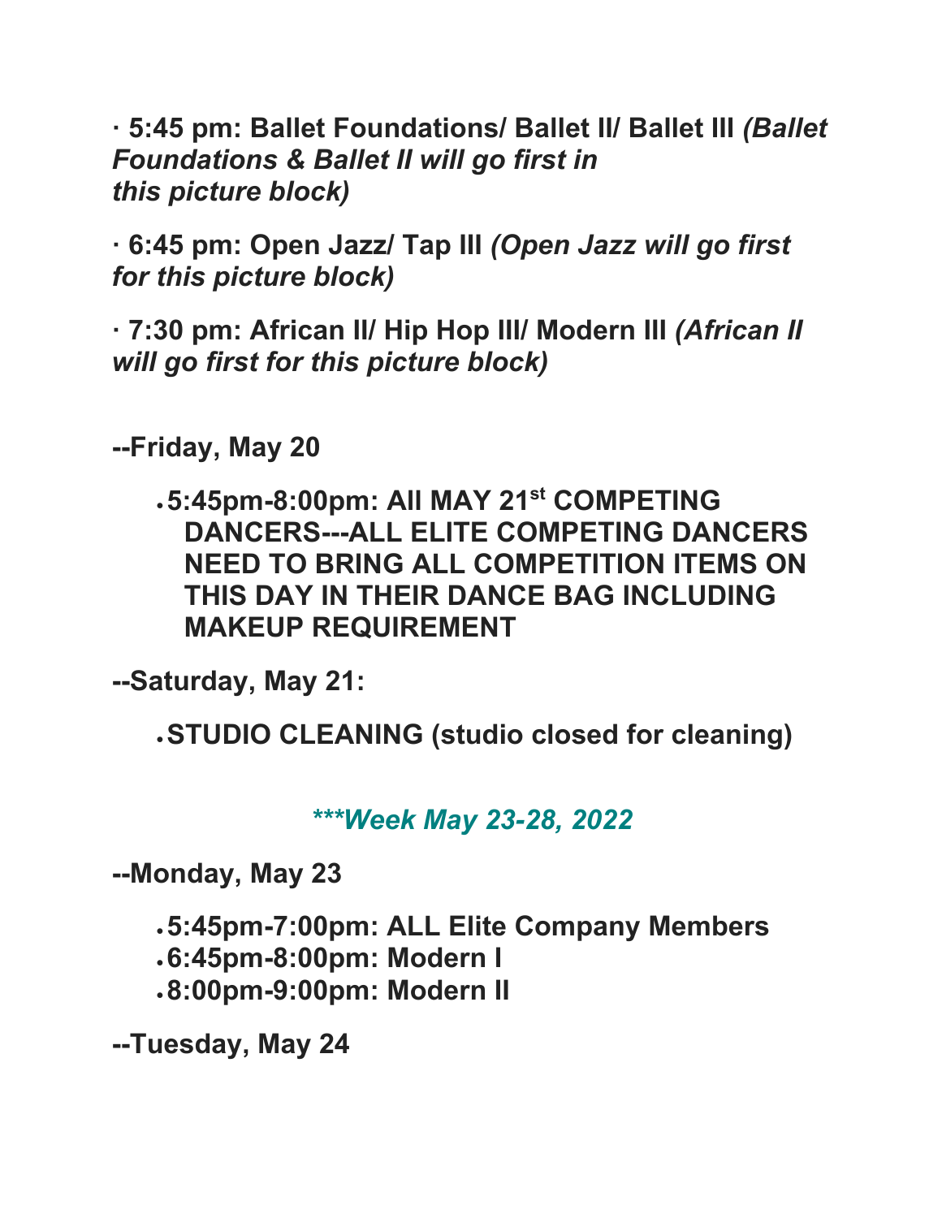**· 5:45 pm: Ballet Foundations/ Ballet II/ Ballet III** ***(Ballet Foundations & Ballet II will go first in this picture block)***

**· 6:45 pm: Open Jazz/ Tap III** ***(Open Jazz will go first for this picture block)***

**· 7:30 pm: African II/ Hip Hop III/ Modern III** ***(African II will go first for this picture block)***

**--Friday, May 20**

- **5:45pm-8:00pm: All MAY 21st COMPETING DANCERS---ALL ELITE COMPETING DANCERS NEED TO BRING ALL COMPETITION ITEMS ON THIS DAY IN THEIR DANCE BAG INCLUDING MAKEUP REQUIREMENT**

**--Saturday, May 21:**

- **STUDIO CLEANING (studio closed for cleaning)**

***\*\*\*Week May 23-28, 2022***

**--Monday, May 23**

- **5:45pm-7:00pm: ALL Elite Company Members**
- **6:45pm-8:00pm: Modern I**
- **8:00pm-9:00pm: Modern II**

**--Tuesday, May 24**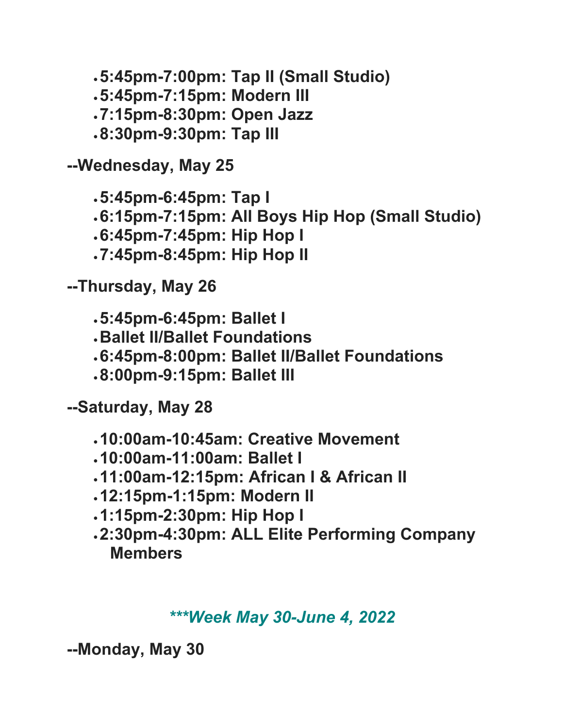- **5:45pm-7:00pm: Tap II (Small Studio)**
- **5:45pm-7:15pm: Modern III**
- **7:15pm-8:30pm: Open Jazz**
- **8:30pm-9:30pm: Tap III**

**--Wednesday, May 25**

- **5:45pm-6:45pm: Tap I**
- **6:15pm-7:15pm: All Boys Hip Hop (Small Studio)**
- **6:45pm-7:45pm: Hip Hop I**
- **7:45pm-8:45pm: Hip Hop II**

**--Thursday, May 26**

- **5:45pm-6:45pm: Ballet I**
- **Ballet II/Ballet Foundations**
- **6:45pm-8:00pm: Ballet II/Ballet Foundations**
- **8:00pm-9:15pm: Ballet III**

**--Saturday, May 28**

- **10:00am-10:45am: Creative Movement**
- **10:00am-11:00am: Ballet I**
- **11:00am-12:15pm: African I & African II**
- **12:15pm-1:15pm: Modern II**
- **1:15pm-2:30pm: Hip Hop I**
- **2:30pm-4:30pm: ALL Elite Performing Company Members**

***\*\*\*Week May 30-June 4, 2022***

**--Monday, May 30**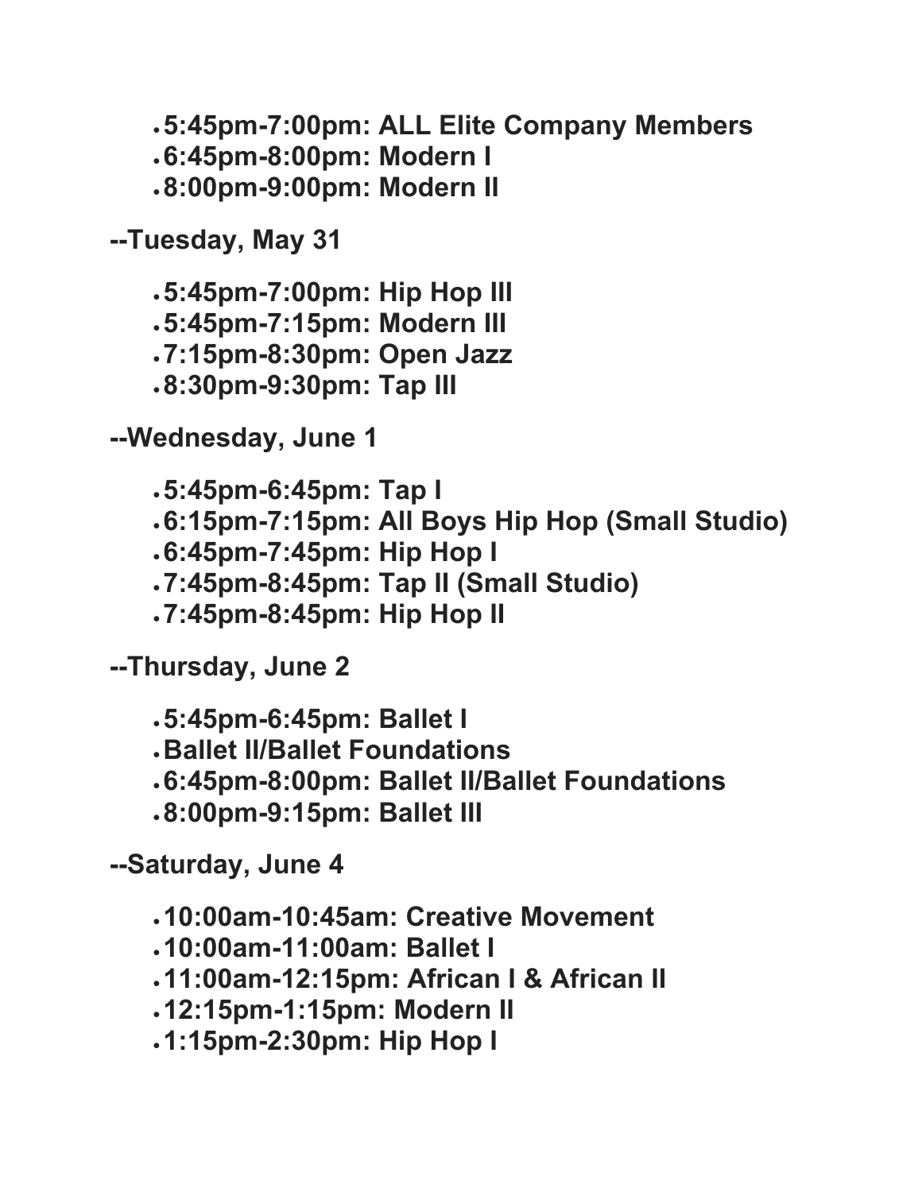- **5:45pm-7:00pm: ALL Elite Company Members**
- **6:45pm-8:00pm: Modern I**
- **8:00pm-9:00pm: Modern II**

**--Tuesday, May 31**

- **5:45pm-7:00pm: Hip Hop III**
- **5:45pm-7:15pm: Modern III**
- **7:15pm-8:30pm: Open Jazz**
- **8:30pm-9:30pm: Tap III**

**--Wednesday, June 1**

- **5:45pm-6:45pm: Tap I**
- **6:15pm-7:15pm: All Boys Hip Hop (Small Studio)**
- **6:45pm-7:45pm: Hip Hop I**
- **7:45pm-8:45pm: Tap II (Small Studio)**
- **7:45pm-8:45pm: Hip Hop II**

**--Thursday, June 2**

- **5:45pm-6:45pm: Ballet I**
- **Ballet II/Ballet Foundations**
- **6:45pm-8:00pm: Ballet II/Ballet Foundations**
- **8:00pm-9:15pm: Ballet III**

**--Saturday, June 4**

- **10:00am-10:45am: Creative Movement**
- **10:00am-11:00am: Ballet I**
- **11:00am-12:15pm: African I & African II**
- **12:15pm-1:15pm: Modern II**
- **1:15pm-2:30pm: Hip Hop I**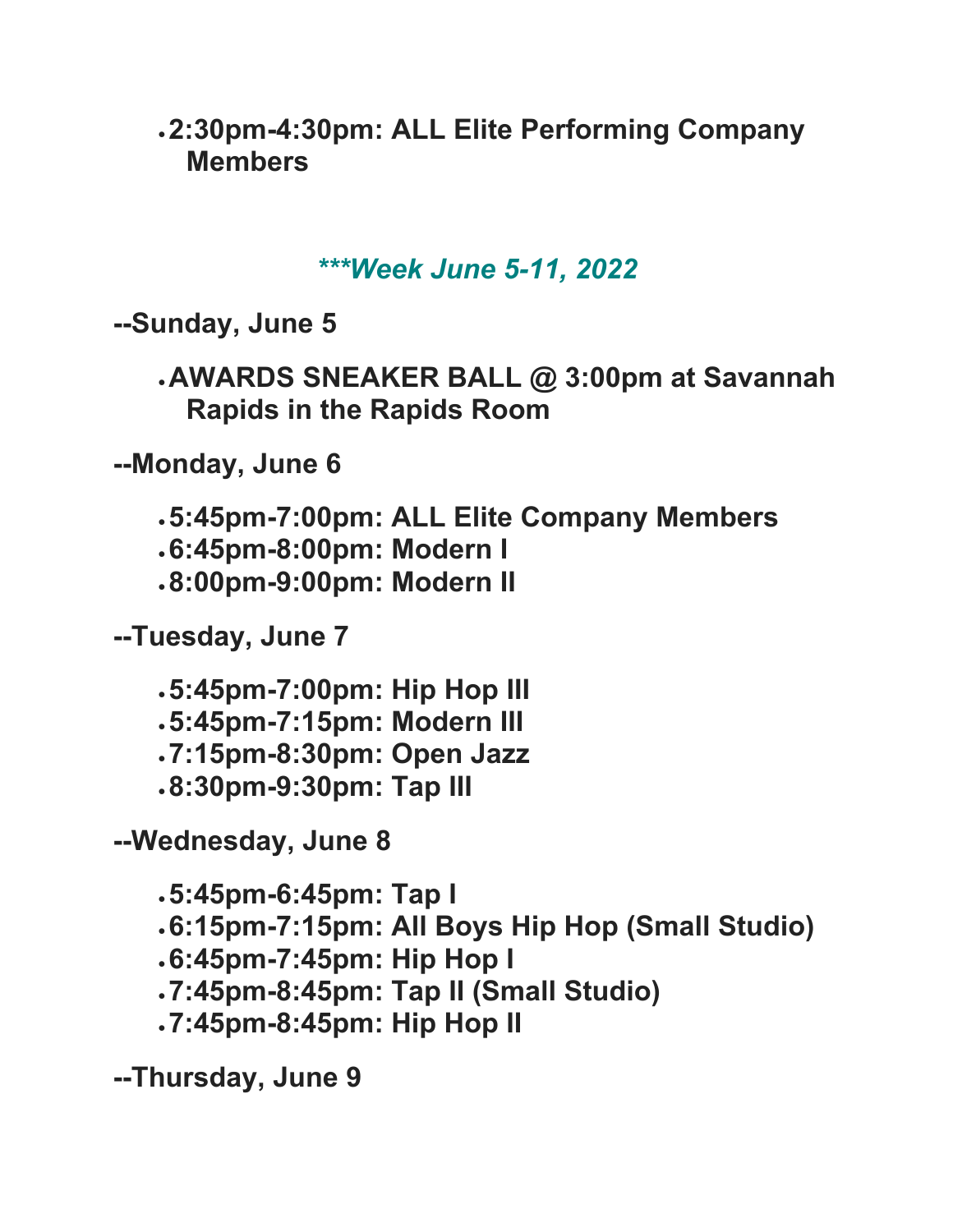- **2:30pm-4:30pm: ALL Elite Performing Company Members**

### ***\*\*\*Week June 5-11, 2022***

**--Sunday, June 5**

- **AWARDS SNEAKER BALL @ 3:00pm at Savannah Rapids in the Rapids Room**

**--Monday, June 6**

- **5:45pm-7:00pm: ALL Elite Company Members**
- **6:45pm-8:00pm: Modern I**
- **8:00pm-9:00pm: Modern II**

**--Tuesday, June 7**

- **5:45pm-7:00pm: Hip Hop III**
- **5:45pm-7:15pm: Modern III**
- **7:15pm-8:30pm: Open Jazz**
- **8:30pm-9:30pm: Tap III**

**--Wednesday, June 8**

- **5:45pm-6:45pm: Tap I**
- **6:15pm-7:15pm: All Boys Hip Hop (Small Studio)**
- **6:45pm-7:45pm: Hip Hop I**
- **7:45pm-8:45pm: Tap II (Small Studio)**
- **7:45pm-8:45pm: Hip Hop II**

**--Thursday, June 9**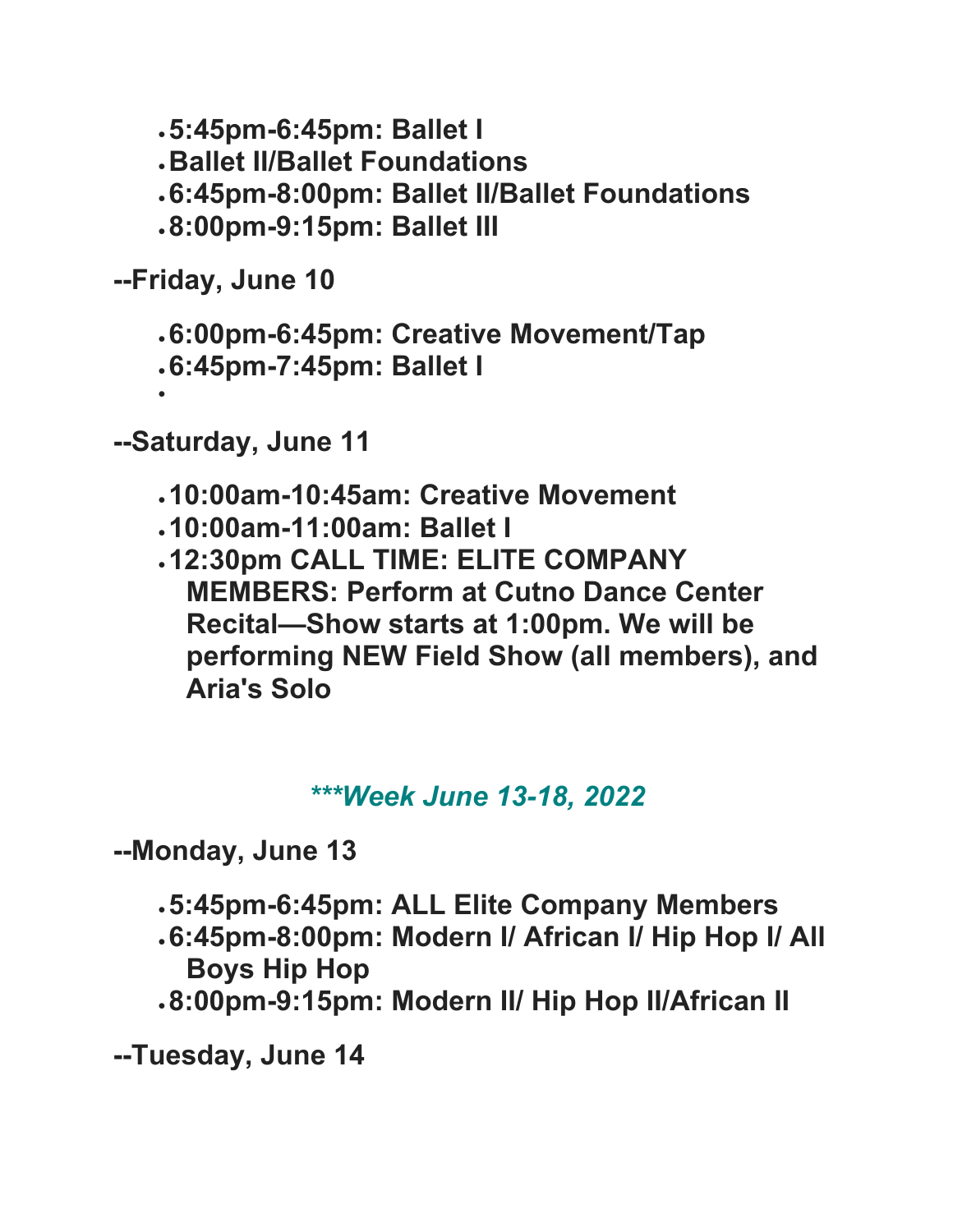- **5:45pm-6:45pm: Ballet I**
- **Ballet II/Ballet Foundations**
- **6:45pm-8:00pm: Ballet II/Ballet Foundations**
- **8:00pm-9:15pm: Ballet III**

**--Friday, June 10**

- **6:00pm-6:45pm: Creative Movement/Tap**
- **6:45pm-7:45pm: Ballet I**
- 

**--Saturday, June 11**

- **10:00am-10:45am: Creative Movement**
- **10:00am-11:00am: Ballet I**
- **12:30pm CALL TIME: ELITE COMPANY MEMBERS: Perform at Cutno Dance Center Recital—Show starts at 1:00pm. We will be performing NEW Field Show (all members), and Aria's Solo**

### ***\*\*\*Week June 13-18, 2022***

**--Monday, June 13**

- **5:45pm-6:45pm: ALL Elite Company Members**
- **6:45pm-8:00pm: Modern I/ African I/ Hip Hop I/ All Boys Hip Hop**
- **8:00pm-9:15pm: Modern II/ Hip Hop II/African II**

**--Tuesday, June 14**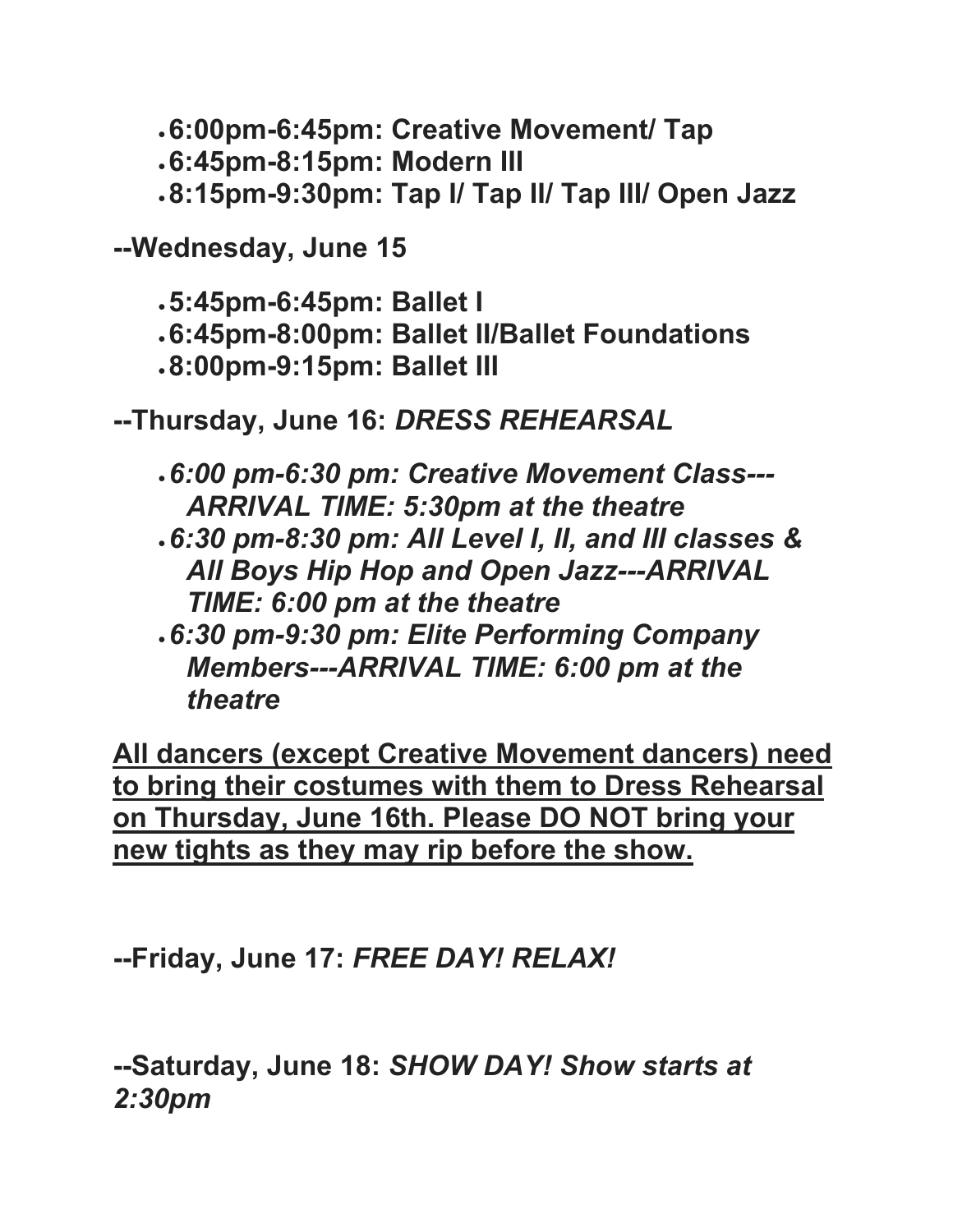- **6:00pm-6:45pm: Creative Movement/ Tap**
- **6:45pm-8:15pm: Modern III**
- **8:15pm-9:30pm: Tap I/ Tap II/ Tap III/ Open Jazz**

**--Wednesday, June 15**

- **5:45pm-6:45pm: Ballet I**
- **6:45pm-8:00pm: Ballet II/Ballet Foundations**
- **8:00pm-9:15pm: Ballet III**

**--Thursday, June 16:** ***DRESS REHEARSAL***

- ***6:00 pm-6:30 pm: Creative Movement Class---ARRIVAL TIME: 5:30pm at the theatre***
- ***6:30 pm-8:30 pm: All Level I, II, and III classes & All Boys Hip Hop and Open Jazz---ARRIVAL TIME: 6:00 pm at the theatre***
- ***6:30 pm-9:30 pm: Elite Performing Company Members---ARRIVAL TIME: 6:00 pm at the theatre***

<u>**All dancers (except Creative Movement dancers) need to bring their costumes with them to Dress Rehearsal on Thursday, June 16th. Please DO NOT bring your new tights as they may rip before the show.**</u>

**--Friday, June 17:** ***FREE DAY! RELAX!***

**--Saturday, June 18:** ***SHOW DAY! Show starts at 2:30pm***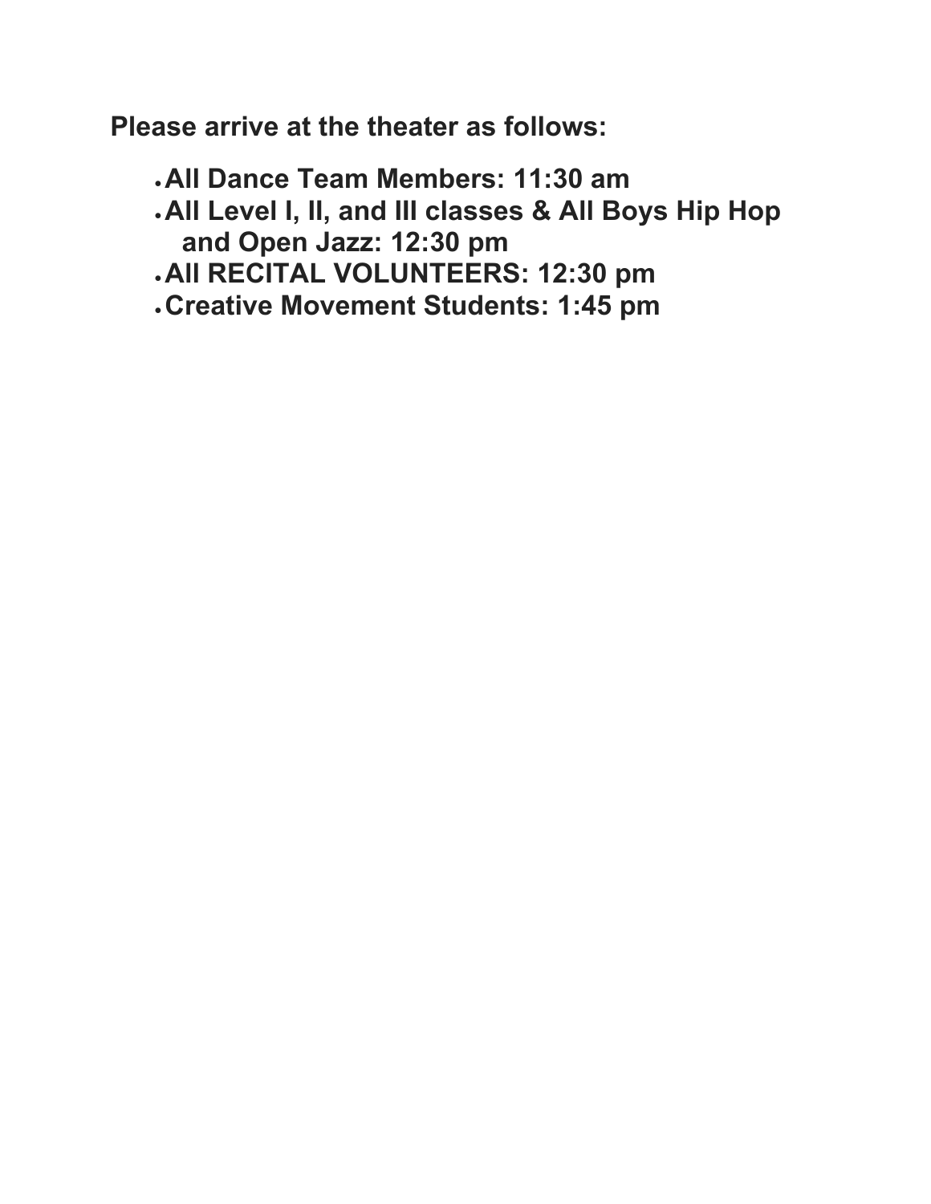**Please arrive at the theater as follows:**

- **All Dance Team Members: 11:30 am**
- **All Level I, II, and III classes & All Boys Hip Hop and Open Jazz: 12:30 pm**
- **All RECITAL VOLUNTEERS: 12:30 pm**
- **Creative Movement Students: 1:45 pm**